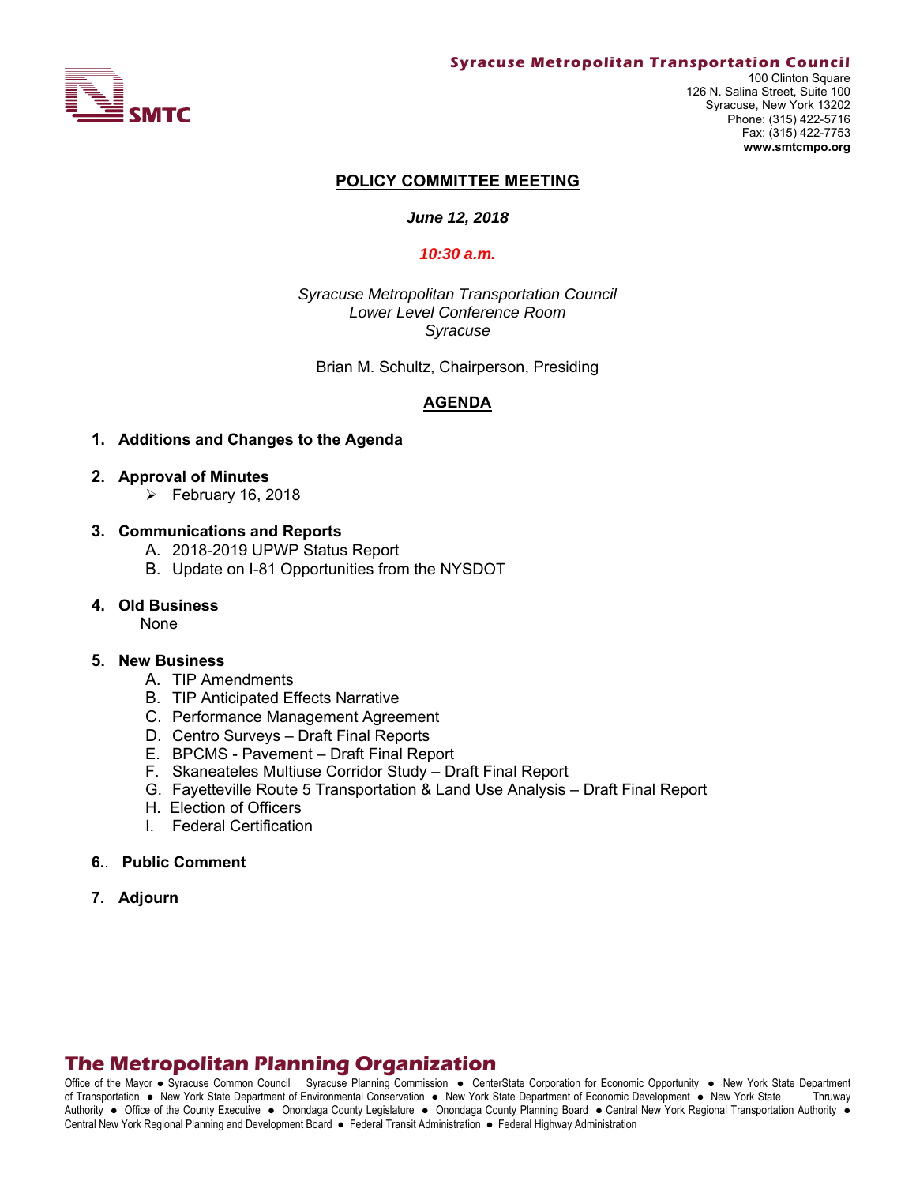**Syracuse Metropolitan Transportation Council**
100 Clinton Square
126 N. Salina Street, Suite 100
Syracuse, New York 13202
Phone: (315) 422-5716
Fax: (315) 422-7753
**www.smtcmpo.org**

# POLICY COMMITTEE MEETING

***June 12, 2018***

***10:30 a.m.***

*Syracuse Metropolitan Transportation Council*
*Lower Level Conference Room*
*Syracuse*

Brian M. Schultz, Chairperson, Presiding

## AGENDA

1. **Additions and Changes to the Agenda**

2. **Approval of Minutes**
   - February 16, 2018

3. **Communications and Reports**
   A. 2018-2019 UPWP Status Report
   B. Update on I-81 Opportunities from the NYSDOT

4. **Old Business**
   None

5. **New Business**
   A. TIP Amendments
   B. TIP Anticipated Effects Narrative
   C. Performance Management Agreement
   D. Centro Surveys – Draft Final Reports
   E. BPCMS - Pavement – Draft Final Report
   F. Skaneateles Multiuse Corridor Study – Draft Final Report
   G. Fayetteville Route 5 Transportation & Land Use Analysis – Draft Final Report
   H. Election of Officers
   I. Federal Certification

6. **Public Comment**

7. **Adjourn**

## The Metropolitan Planning Organization

Office of the Mayor ● Syracuse Common Council Syracuse Planning Commission ● CenterState Corporation for Economic Opportunity ● New York State Department of Transportation ● New York State Department of Environmental Conservation ● New York State Department of Economic Development ● New York State Thruway Authority ● Office of the County Executive ● Onondaga County Legislature ● Onondaga County Planning Board ● Central New York Regional Transportation Authority ● Central New York Regional Planning and Development Board ● Federal Transit Administration ● Federal Highway Administration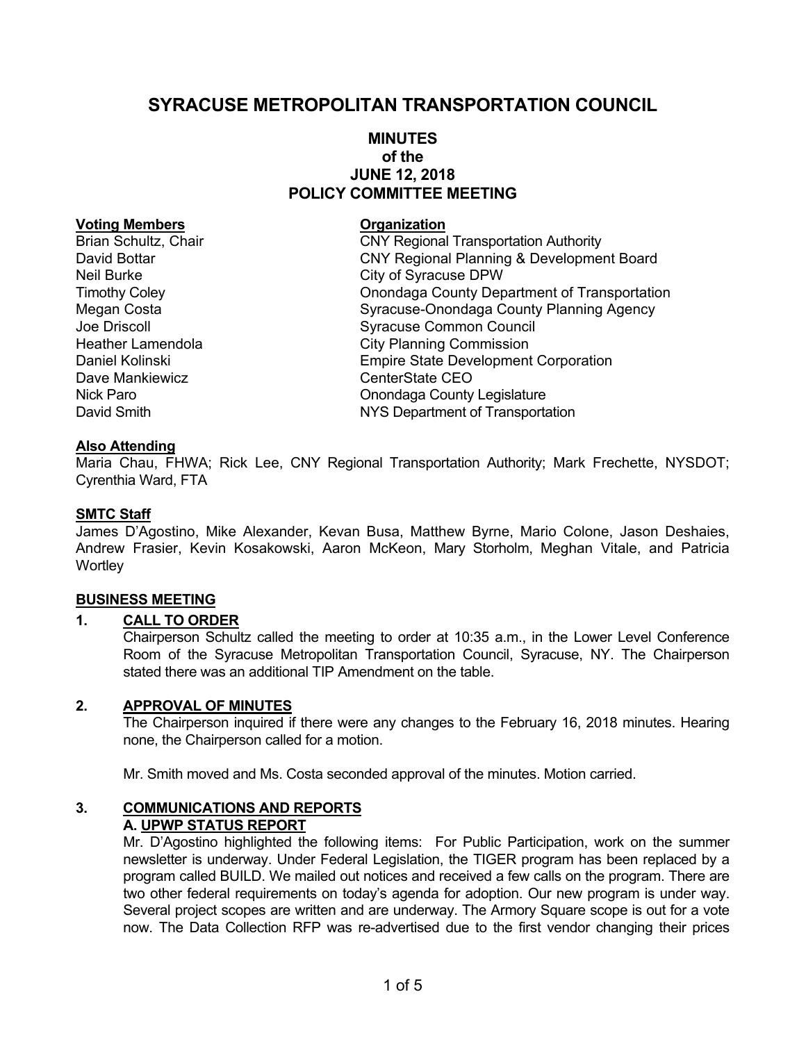# SYRACUSE METROPOLITAN TRANSPORTATION COUNCIL

## MINUTES
## of the
## JUNE 12, 2018
## POLICY COMMITTEE MEETING

| **Voting Members** | **Organization** |
|---|---|
| Brian Schultz, Chair | CNY Regional Transportation Authority |
| David Bottar | CNY Regional Planning & Development Board |
| Neil Burke | City of Syracuse DPW |
| Timothy Coley | Onondaga County Department of Transportation |
| Megan Costa | Syracuse-Onondaga County Planning Agency |
| Joe Driscoll | Syracuse Common Council |
| Heather Lamendola | City Planning Commission |
| Daniel Kolinski | Empire State Development Corporation |
| Dave Mankiewicz | CenterState CEO |
| Nick Paro | Onondaga County Legislature |
| David Smith | NYS Department of Transportation |

**Also Attending**

Maria Chau, FHWA; Rick Lee, CNY Regional Transportation Authority; Mark Frechette, NYSDOT; Cyrenthia Ward, FTA

**SMTC Staff**

James D'Agostino, Mike Alexander, Kevan Busa, Matthew Byrne, Mario Colone, Jason Deshaies, Andrew Frasier, Kevin Kosakowski, Aaron McKeon, Mary Storholm, Meghan Vitale, and Patricia Wortley

**BUSINESS MEETING**

**1. CALL TO ORDER**

Chairperson Schultz called the meeting to order at 10:35 a.m., in the Lower Level Conference Room of the Syracuse Metropolitan Transportation Council, Syracuse, NY. The Chairperson stated there was an additional TIP Amendment on the table.

**2. APPROVAL OF MINUTES**

The Chairperson inquired if there were any changes to the February 16, 2018 minutes. Hearing none, the Chairperson called for a motion.

Mr. Smith moved and Ms. Costa seconded approval of the minutes. Motion carried.

**3. COMMUNICATIONS AND REPORTS**

**A. UPWP STATUS REPORT**

Mr. D'Agostino highlighted the following items: For Public Participation, work on the summer newsletter is underway. Under Federal Legislation, the TIGER program has been replaced by a program called BUILD. We mailed out notices and received a few calls on the program. There are two other federal requirements on today's agenda for adoption. Our new program is under way. Several project scopes are written and are underway. The Armory Square scope is out for a vote now. The Data Collection RFP was re-advertised due to the first vendor changing their prices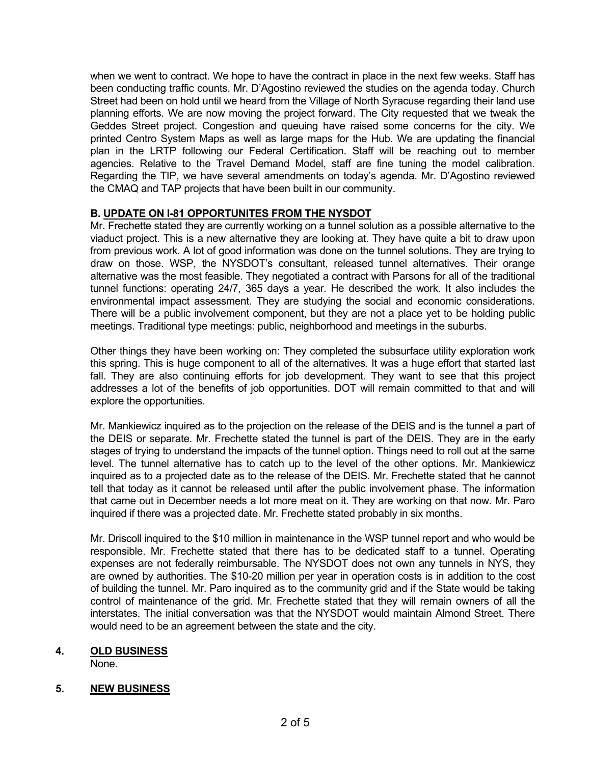when we went to contract. We hope to have the contract in place in the next few weeks. Staff has been conducting traffic counts. Mr. D'Agostino reviewed the studies on the agenda today. Church Street had been on hold until we heard from the Village of North Syracuse regarding their land use planning efforts. We are now moving the project forward. The City requested that we tweak the Geddes Street project. Congestion and queuing have raised some concerns for the city. We printed Centro System Maps as well as large maps for the Hub. We are updating the financial plan in the LRTP following our Federal Certification. Staff will be reaching out to member agencies. Relative to the Travel Demand Model, staff are fine tuning the model calibration. Regarding the TIP, we have several amendments on today's agenda. Mr. D'Agostino reviewed the CMAQ and TAP projects that have been built in our community.

**B. UPDATE ON I-81 OPPORTUNITES FROM THE NYSDOT**

Mr. Frechette stated they are currently working on a tunnel solution as a possible alternative to the viaduct project. This is a new alternative they are looking at. They have quite a bit to draw upon from previous work. A lot of good information was done on the tunnel solutions. They are trying to draw on those. WSP, the NYSDOT's consultant, released tunnel alternatives. Their orange alternative was the most feasible. They negotiated a contract with Parsons for all of the traditional tunnel functions: operating 24/7, 365 days a year. He described the work. It also includes the environmental impact assessment. They are studying the social and economic considerations. There will be a public involvement component, but they are not a place yet to be holding public meetings. Traditional type meetings: public, neighborhood and meetings in the suburbs.

Other things they have been working on: They completed the subsurface utility exploration work this spring. This is huge component to all of the alternatives. It was a huge effort that started last fall. They are also continuing efforts for job development. They want to see that this project addresses a lot of the benefits of job opportunities. DOT will remain committed to that and will explore the opportunities.

Mr. Mankiewicz inquired as to the projection on the release of the DEIS and is the tunnel a part of the DEIS or separate. Mr. Frechette stated the tunnel is part of the DEIS. They are in the early stages of trying to understand the impacts of the tunnel option. Things need to roll out at the same level. The tunnel alternative has to catch up to the level of the other options. Mr. Mankiewicz inquired as to a projected date as to the release of the DEIS. Mr. Frechette stated that he cannot tell that today as it cannot be released until after the public involvement phase. The information that came out in December needs a lot more meat on it. They are working on that now. Mr. Paro inquired if there was a projected date. Mr. Frechette stated probably in six months.

Mr. Driscoll inquired to the $10 million in maintenance in the WSP tunnel report and who would be responsible. Mr. Frechette stated that there has to be dedicated staff to a tunnel. Operating expenses are not federally reimbursable. The NYSDOT does not own any tunnels in NYS, they are owned by authorities. The $10-20 million per year in operation costs is in addition to the cost of building the tunnel. Mr. Paro inquired as to the community grid and if the State would be taking control of maintenance of the grid. Mr. Frechette stated that they will remain owners of all the interstates. The initial conversation was that the NYSDOT would maintain Almond Street. There would need to be an agreement between the state and the city.

## 4. OLD BUSINESS

None.

## 5. NEW BUSINESS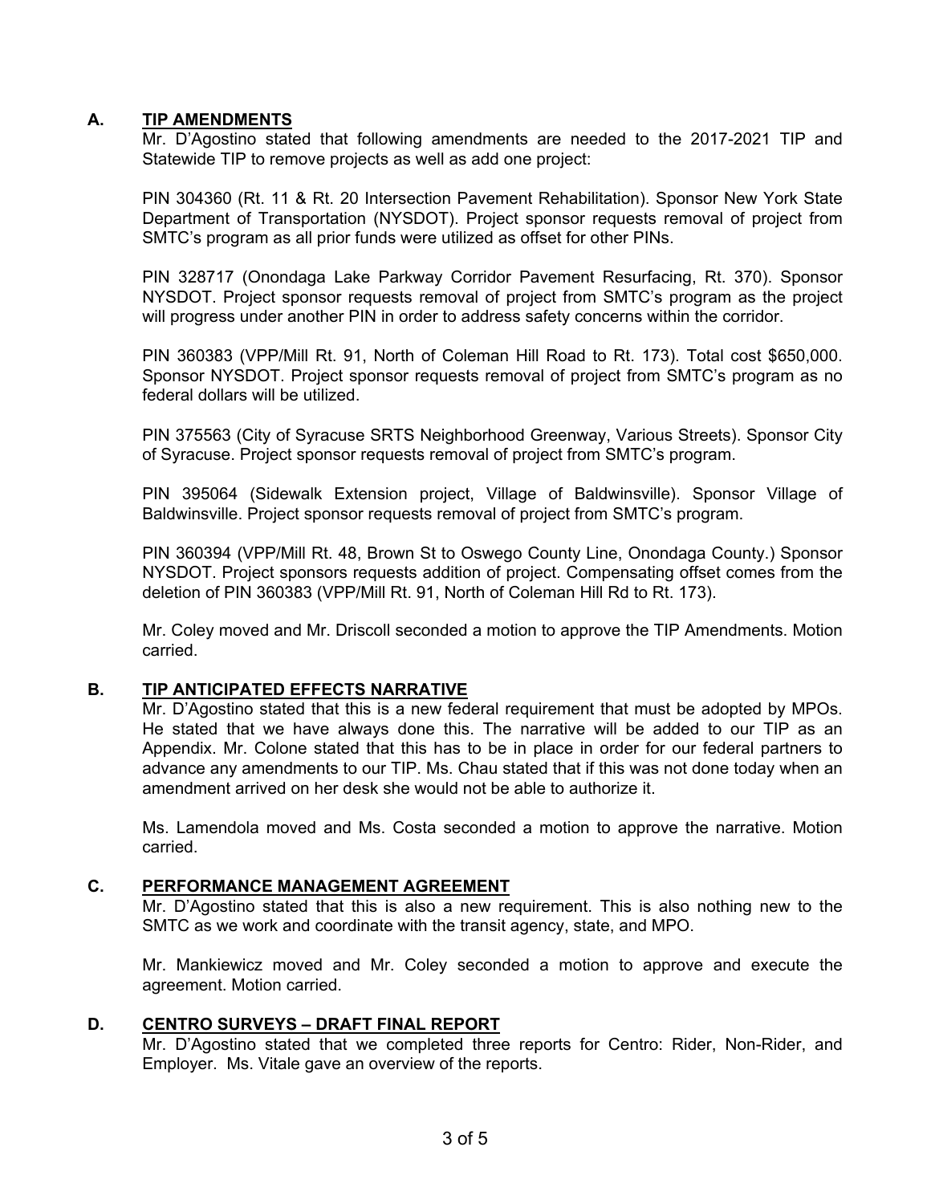## A. TIP AMENDMENTS

Mr. D'Agostino stated that following amendments are needed to the 2017-2021 TIP and Statewide TIP to remove projects as well as add one project:

PIN 304360 (Rt. 11 & Rt. 20 Intersection Pavement Rehabilitation). Sponsor New York State Department of Transportation (NYSDOT). Project sponsor requests removal of project from SMTC's program as all prior funds were utilized as offset for other PINs.

PIN 328717 (Onondaga Lake Parkway Corridor Pavement Resurfacing, Rt. 370). Sponsor NYSDOT. Project sponsor requests removal of project from SMTC's program as the project will progress under another PIN in order to address safety concerns within the corridor.

PIN 360383 (VPP/Mill Rt. 91, North of Coleman Hill Road to Rt. 173). Total cost $650,000. Sponsor NYSDOT. Project sponsor requests removal of project from SMTC's program as no federal dollars will be utilized.

PIN 375563 (City of Syracuse SRTS Neighborhood Greenway, Various Streets). Sponsor City of Syracuse. Project sponsor requests removal of project from SMTC's program.

PIN 395064 (Sidewalk Extension project, Village of Baldwinsville). Sponsor Village of Baldwinsville. Project sponsor requests removal of project from SMTC's program.

PIN 360394 (VPP/Mill Rt. 48, Brown St to Oswego County Line, Onondaga County.) Sponsor NYSDOT. Project sponsors requests addition of project. Compensating offset comes from the deletion of PIN 360383 (VPP/Mill Rt. 91, North of Coleman Hill Rd to Rt. 173).

Mr. Coley moved and Mr. Driscoll seconded a motion to approve the TIP Amendments. Motion carried.

## B. TIP ANTICIPATED EFFECTS NARRATIVE

Mr. D'Agostino stated that this is a new federal requirement that must be adopted by MPOs. He stated that we have always done this. The narrative will be added to our TIP as an Appendix. Mr. Colone stated that this has to be in place in order for our federal partners to advance any amendments to our TIP. Ms. Chau stated that if this was not done today when an amendment arrived on her desk she would not be able to authorize it.

Ms. Lamendola moved and Ms. Costa seconded a motion to approve the narrative. Motion carried.

## C. PERFORMANCE MANAGEMENT AGREEMENT

Mr. D'Agostino stated that this is also a new requirement. This is also nothing new to the SMTC as we work and coordinate with the transit agency, state, and MPO.

Mr. Mankiewicz moved and Mr. Coley seconded a motion to approve and execute the agreement. Motion carried.

## D. CENTRO SURVEYS – DRAFT FINAL REPORT

Mr. D'Agostino stated that we completed three reports for Centro: Rider, Non-Rider, and Employer. Ms. Vitale gave an overview of the reports.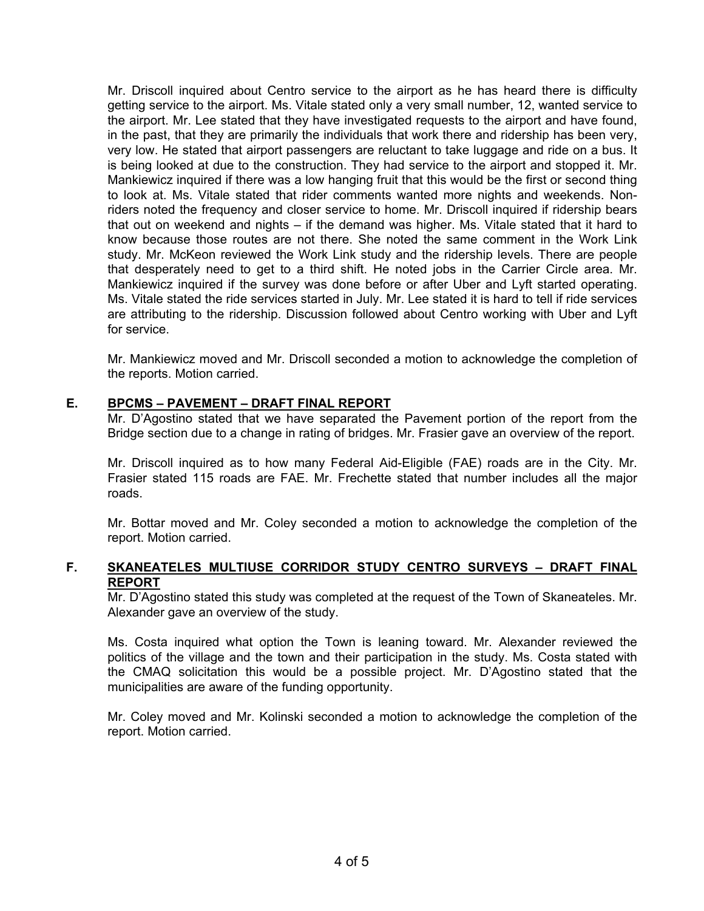Mr. Driscoll inquired about Centro service to the airport as he has heard there is difficulty getting service to the airport. Ms. Vitale stated only a very small number, 12, wanted service to the airport. Mr. Lee stated that they have investigated requests to the airport and have found, in the past, that they are primarily the individuals that work there and ridership has been very, very low. He stated that airport passengers are reluctant to take luggage and ride on a bus. It is being looked at due to the construction. They had service to the airport and stopped it. Mr. Mankiewicz inquired if there was a low hanging fruit that this would be the first or second thing to look at. Ms. Vitale stated that rider comments wanted more nights and weekends. Non-riders noted the frequency and closer service to home. Mr. Driscoll inquired if ridership bears that out on weekend and nights – if the demand was higher. Ms. Vitale stated that it hard to know because those routes are not there. She noted the same comment in the Work Link study. Mr. McKeon reviewed the Work Link study and the ridership levels. There are people that desperately need to get to a third shift. He noted jobs in the Carrier Circle area. Mr. Mankiewicz inquired if the survey was done before or after Uber and Lyft started operating. Ms. Vitale stated the ride services started in July. Mr. Lee stated it is hard to tell if ride services are attributing to the ridership. Discussion followed about Centro working with Uber and Lyft for service.

Mr. Mankiewicz moved and Mr. Driscoll seconded a motion to acknowledge the completion of the reports. Motion carried.

### E. BPCMS – PAVEMENT – DRAFT FINAL REPORT

Mr. D'Agostino stated that we have separated the Pavement portion of the report from the Bridge section due to a change in rating of bridges. Mr. Frasier gave an overview of the report.

Mr. Driscoll inquired as to how many Federal Aid-Eligible (FAE) roads are in the City. Mr. Frasier stated 115 roads are FAE. Mr. Frechette stated that number includes all the major roads.

Mr. Bottar moved and Mr. Coley seconded a motion to acknowledge the completion of the report. Motion carried.

### F. SKANEATELES MULTIUSE CORRIDOR STUDY CENTRO SURVEYS – DRAFT FINAL REPORT

Mr. D'Agostino stated this study was completed at the request of the Town of Skaneateles. Mr. Alexander gave an overview of the study.

Ms. Costa inquired what option the Town is leaning toward. Mr. Alexander reviewed the politics of the village and the town and their participation in the study. Ms. Costa stated with the CMAQ solicitation this would be a possible project. Mr. D'Agostino stated that the municipalities are aware of the funding opportunity.

Mr. Coley moved and Mr. Kolinski seconded a motion to acknowledge the completion of the report. Motion carried.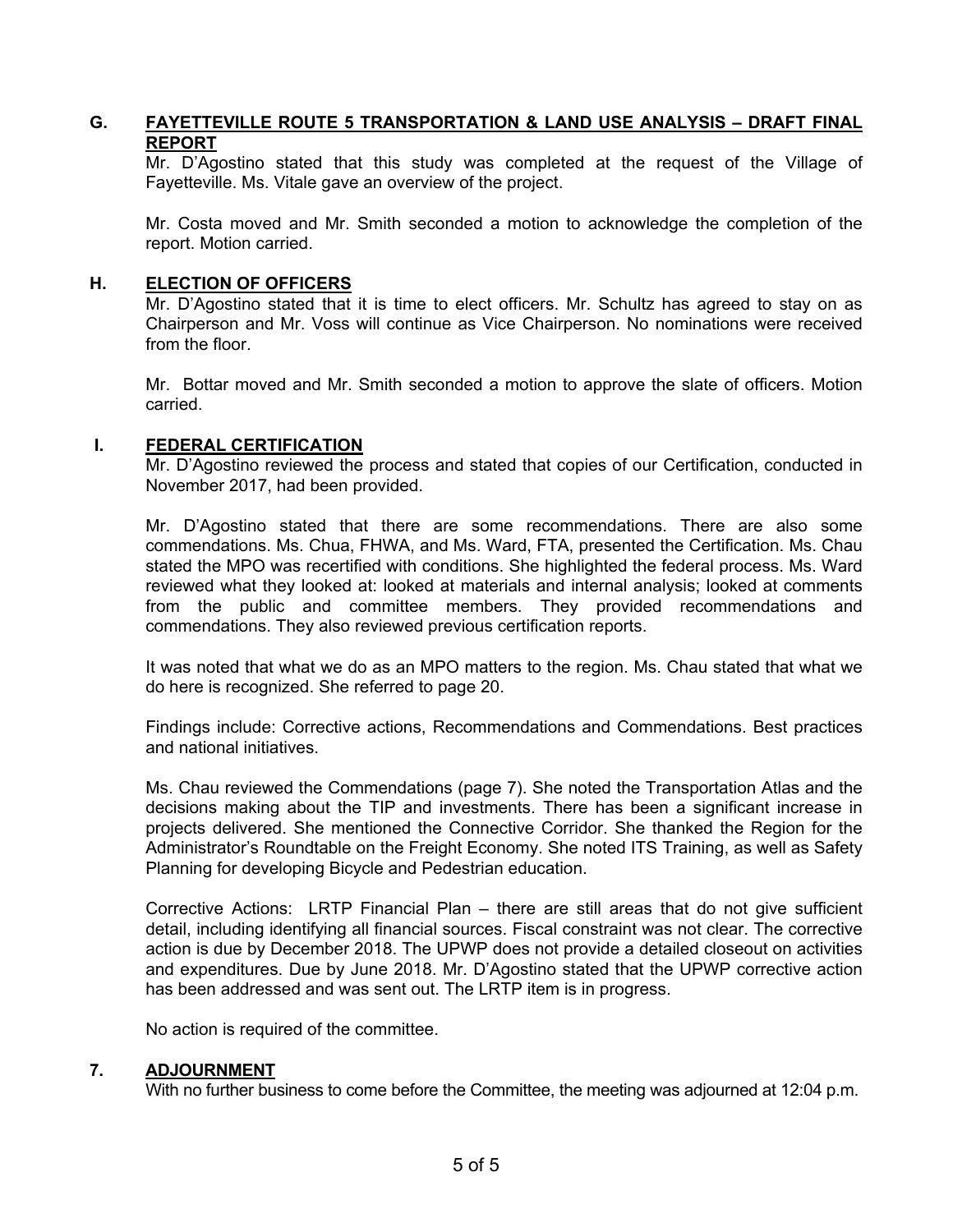### G. FAYETTEVILLE ROUTE 5 TRANSPORTATION & LAND USE ANALYSIS – DRAFT FINAL REPORT

Mr. D'Agostino stated that this study was completed at the request of the Village of Fayetteville. Ms. Vitale gave an overview of the project.

Mr. Costa moved and Mr. Smith seconded a motion to acknowledge the completion of the report. Motion carried.

### H. ELECTION OF OFFICERS

Mr. D'Agostino stated that it is time to elect officers. Mr. Schultz has agreed to stay on as Chairperson and Mr. Voss will continue as Vice Chairperson. No nominations were received from the floor.

Mr. Bottar moved and Mr. Smith seconded a motion to approve the slate of officers. Motion carried.

### I. FEDERAL CERTIFICATION

Mr. D'Agostino reviewed the process and stated that copies of our Certification, conducted in November 2017, had been provided.

Mr. D'Agostino stated that there are some recommendations. There are also some commendations. Ms. Chua, FHWA, and Ms. Ward, FTA, presented the Certification. Ms. Chau stated the MPO was recertified with conditions. She highlighted the federal process. Ms. Ward reviewed what they looked at: looked at materials and internal analysis; looked at comments from the public and committee members. They provided recommendations and commendations. They also reviewed previous certification reports.

It was noted that what we do as an MPO matters to the region. Ms. Chau stated that what we do here is recognized. She referred to page 20.

Findings include: Corrective actions, Recommendations and Commendations. Best practices and national initiatives.

Ms. Chau reviewed the Commendations (page 7). She noted the Transportation Atlas and the decisions making about the TIP and investments. There has been a significant increase in projects delivered. She mentioned the Connective Corridor. She thanked the Region for the Administrator's Roundtable on the Freight Economy. She noted ITS Training, as well as Safety Planning for developing Bicycle and Pedestrian education.

Corrective Actions: LRTP Financial Plan – there are still areas that do not give sufficient detail, including identifying all financial sources. Fiscal constraint was not clear. The corrective action is due by December 2018. The UPWP does not provide a detailed closeout on activities and expenditures. Due by June 2018. Mr. D'Agostino stated that the UPWP corrective action has been addressed and was sent out. The LRTP item is in progress.

No action is required of the committee.

## 7. ADJOURNMENT

With no further business to come before the Committee, the meeting was adjourned at 12:04 p.m.